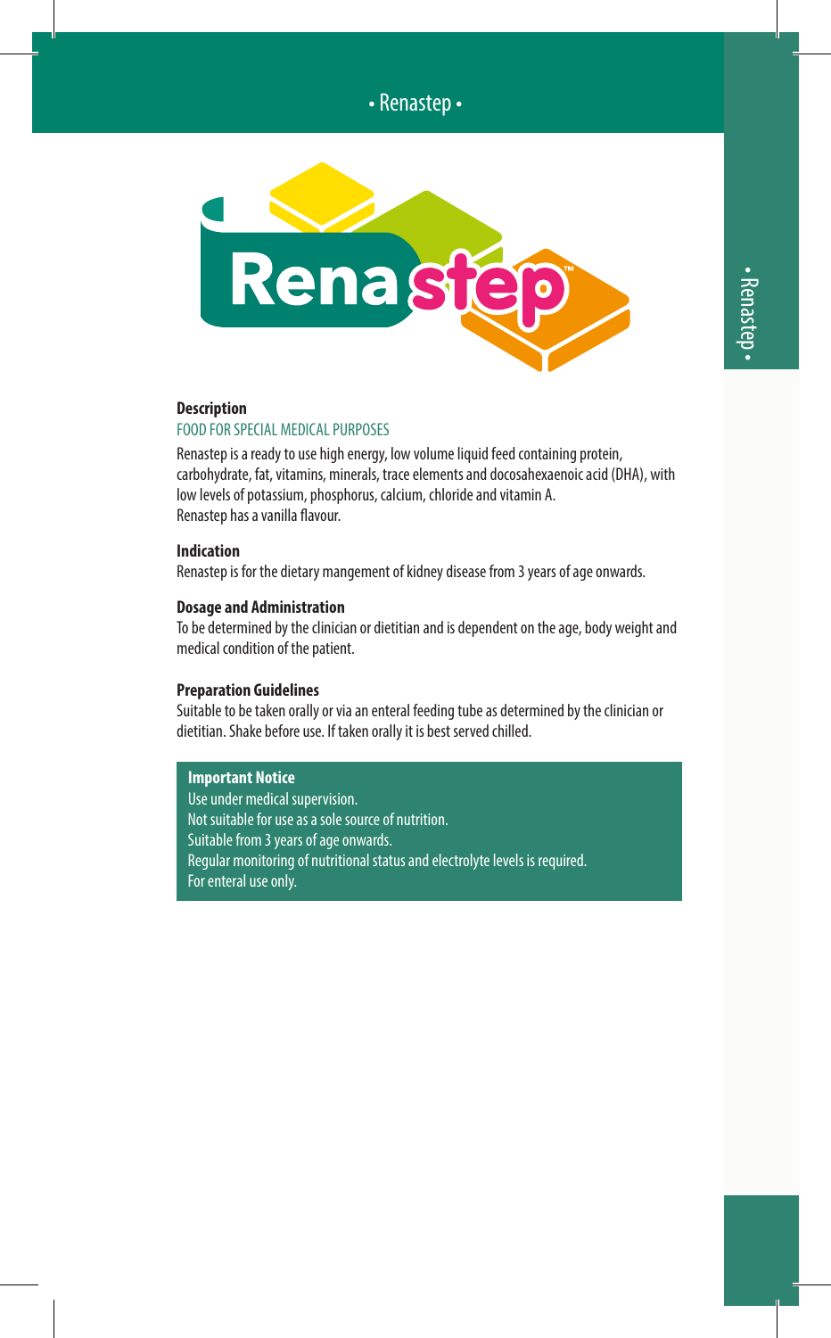# Renastep

**Description**

FOOD FOR SPECIAL MEDICAL PURPOSES

Renastep is a ready to use high energy, low volume liquid feed containing protein, carbohydrate, fat, vitamins, minerals, trace elements and docosahexaenoic acid (DHA), with low levels of potassium, phosphorus, calcium, chloride and vitamin A.
Renastep has a vanilla flavour.

**Indication**

Renastep is for the dietary mangement of kidney disease from 3 years of age onwards.

**Dosage and Administration**

To be determined by the clinician or dietitian and is dependent on the age, body weight and medical condition of the patient.

**Preparation Guidelines**

Suitable to be taken orally or via an enteral feeding tube as determined by the clinician or dietitian. Shake before use. If taken orally it is best served chilled.

**Important Notice**

Use under medical supervision.
Not suitable for use as a sole source of nutrition.
Suitable from 3 years of age onwards.
Regular monitoring of nutritional status and electrolyte levels is required.
For enteral use only.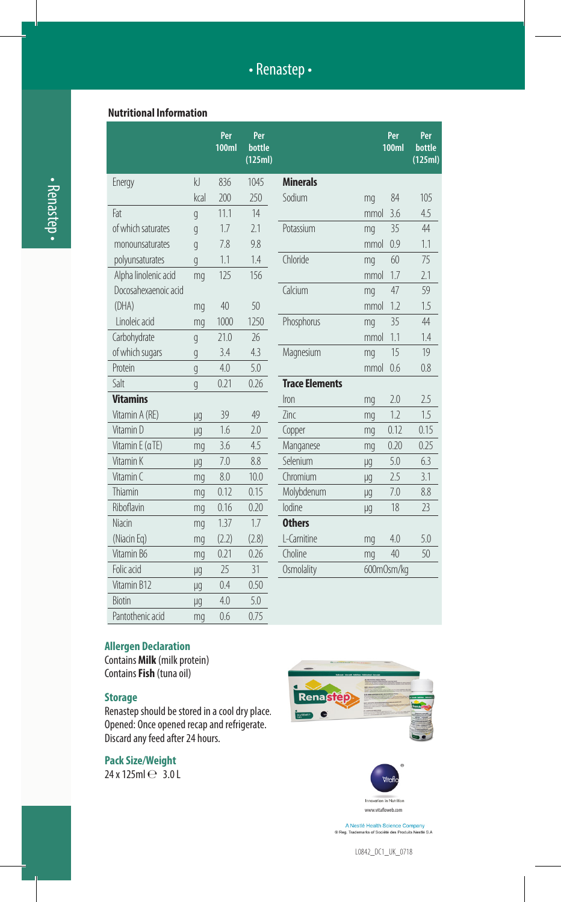# • Renastep •

## Nutritional Information

| | | Per 100ml | Per bottle (125ml) |
|---|---|---|---|
| Energy | kJ | 836 | 1045 |
| | kcal | 200 | 250 |
| Fat | g | 11.1 | 14 |
| of which saturates | g | 1.7 | 2.1 |
| monounsaturates | g | 7.8 | 9.8 |
| polyunsaturates | g | 1.1 | 1.4 |
| Alpha linolenic acid | mg | 125 | 156 |
| Docosahexaenoic acid (DHA) | mg | 40 | 50 |
| Linoleic acid | mg | 1000 | 1250 |
| Carbohydrate | g | 21.0 | 26 |
| of which sugars | g | 3.4 | 4.3 |
| Protein | g | 4.0 | 5.0 |
| Salt | g | 0.21 | 0.26 |
| **Vitamins** | | | |
| Vitamin A (RE) | µg | 39 | 49 |
| Vitamin D | µg | 1.6 | 2.0 |
| Vitamin E (α TE) | mg | 3.6 | 4.5 |
| Vitamin K | µg | 7.0 | 8.8 |
| Vitamin C | mg | 8.0 | 10.0 |
| Thiamin | mg | 0.12 | 0.15 |
| Riboflavin | mg | 0.16 | 0.20 |
| Niacin | mg | 1.37 | 1.7 |
| (Niacin Eq) | mg | (2.2) | (2.8) |
| Vitamin B6 | mg | 0.21 | 0.26 |
| Folic acid | µg | 25 | 31 |
| Vitamin B12 | µg | 0.4 | 0.50 |
| Biotin | µg | 4.0 | 5.0 |
| Pantothenic acid | mg | 0.6 | 0.75 |

| | | Per 100ml | Per bottle (125ml) |
|---|---|---|---|
| **Minerals** | | | |
| Sodium | mg | 84 | 105 |
| | mmol | 3.6 | 4.5 |
| Potassium | mg | 35 | 44 |
| | mmol | 0.9 | 1.1 |
| Chloride | mg | 60 | 75 |
| | mmol | 1.7 | 2.1 |
| Calcium | mg | 47 | 59 |
| | mmol | 1.2 | 1.5 |
| Phosphorus | mg | 35 | 44 |
| | mmol | 1.1 | 1.4 |
| Magnesium | mg | 15 | 19 |
| | mmol | 0.6 | 0.8 |
| **Trace Elements** | | | |
| Iron | mg | 2.0 | 2.5 |
| Zinc | mg | 1.2 | 1.5 |
| Copper | mg | 0.12 | 0.15 |
| Manganese | mg | 0.20 | 0.25 |
| Selenium | µg | 5.0 | 6.3 |
| Chromium | µg | 2.5 | 3.1 |
| Molybdenum | µg | 7.0 | 8.8 |
| Iodine | µg | 18 | 23 |
| **Others** | | | |
| L-Carnitine | mg | 4.0 | 5.0 |
| Choline | mg | 40 | 50 |
| Osmolality | 600mOsm/kg | | |

### Allergen Declaration

Contains **Milk** (milk protein)
Contains **Fish** (tuna oil)

### Storage

Renastep should be stored in a cool dry place.
Opened: Once opened recap and refrigerate.
Discard any feed after 24 hours.

### Pack Size/Weight

24 x 125ml ℮ 3.0 L

Vitaflo®
Innovation in Nutrition
www.vitafloweb.com

A Nestlé Health Science Company
® Reg. Trademarks of Société des Produits Nestlé S.A

L0842_DC1_UK_0718